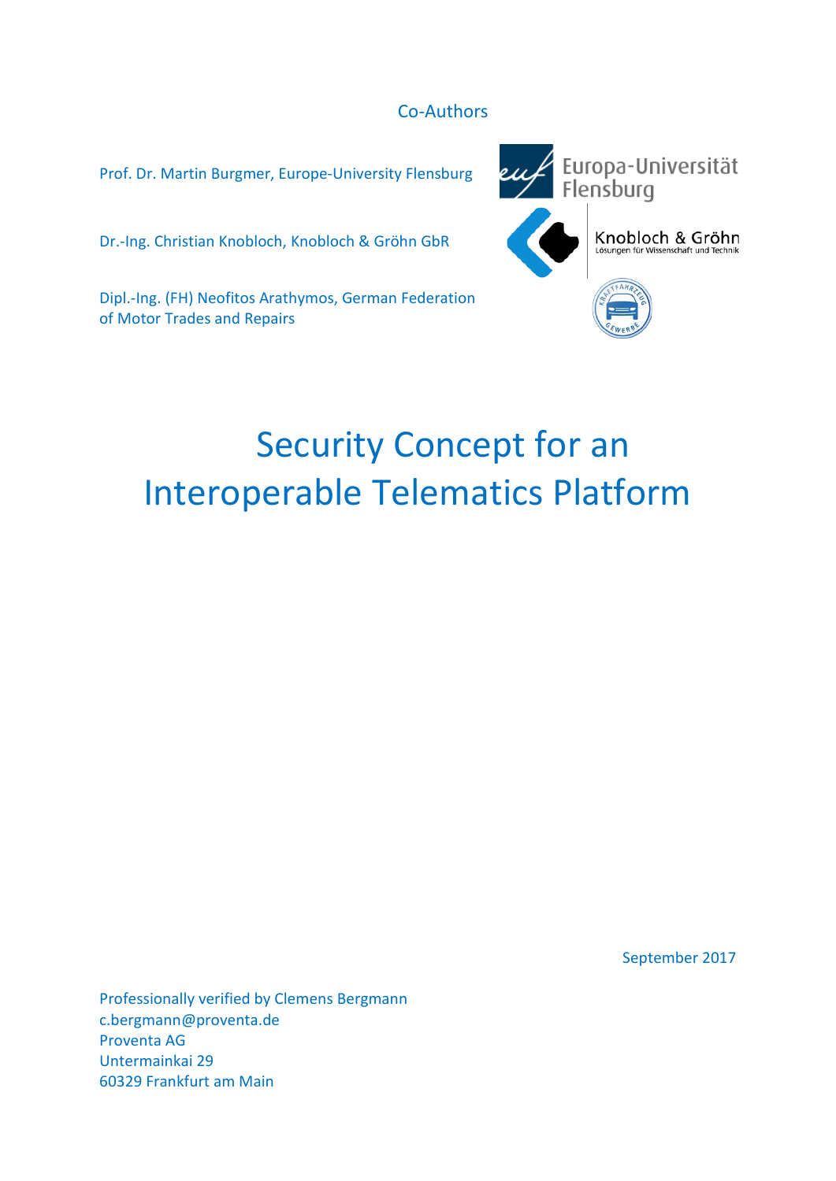Co-Authors

Prof. Dr. Martin Burgmer, Europe-University Flensburg

Dr.-Ing. Christian Knobloch, Knobloch & Gröhn GbR

Dipl.-Ing. (FH) Neofitos Arathymos, German Federation of Motor Trades and Repairs

# Security Concept for an Interoperable Telematics Platform

September 2017

Professionally verified by Clemens Bergmann
c.bergmann@proventa.de
Proventa AG
Untermainkai 29
60329 Frankfurt am Main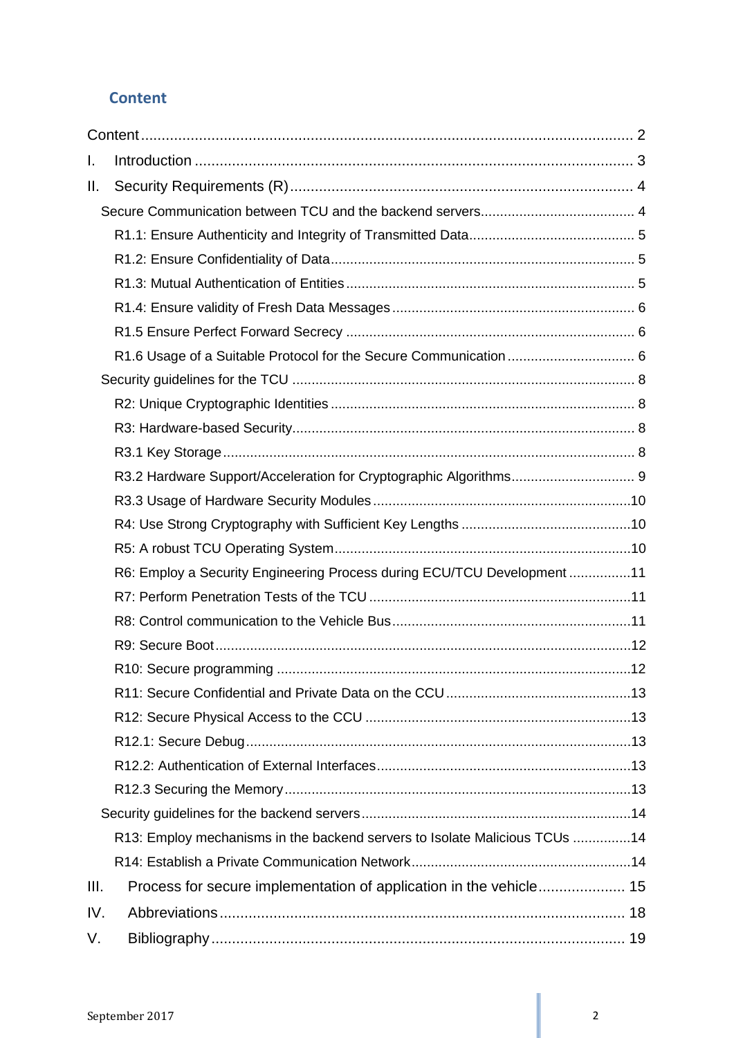## Content

- Content .......... 2
- I. Introduction .......... 3
- II. Security Requirements (R) .......... 4
  - Secure Communication between TCU and the backend servers .......... 4
    - R1.1: Ensure Authenticity and Integrity of Transmitted Data .......... 5
    - R1.2: Ensure Confidentiality of Data .......... 5
    - R1.3: Mutual Authentication of Entities .......... 5
    - R1.4: Ensure validity of Fresh Data Messages .......... 6
    - R1.5 Ensure Perfect Forward Secrecy .......... 6
    - R1.6 Usage of a Suitable Protocol for the Secure Communication .......... 6
  - Security guidelines for the TCU .......... 8
    - R2: Unique Cryptographic Identities .......... 8
    - R3: Hardware-based Security .......... 8
    - R3.1 Key Storage .......... 8
    - R3.2 Hardware Support/Acceleration for Cryptographic Algorithms .......... 9
    - R3.3 Usage of Hardware Security Modules .......... 10
    - R4: Use Strong Cryptography with Sufficient Key Lengths .......... 10
    - R5: A robust TCU Operating System .......... 10
    - R6: Employ a Security Engineering Process during ECU/TCU Development .......... 11
    - R7: Perform Penetration Tests of the TCU .......... 11
    - R8: Control communication to the Vehicle Bus .......... 11
    - R9: Secure Boot .......... 12
    - R10: Secure programming .......... 12
    - R11: Secure Confidential and Private Data on the CCU .......... 13
    - R12: Secure Physical Access to the CCU .......... 13
    - R12.1: Secure Debug .......... 13
    - R12.2: Authentication of External Interfaces .......... 13
    - R12.3 Securing the Memory .......... 13
  - Security guidelines for the backend servers .......... 14
    - R13: Employ mechanisms in the backend servers to Isolate Malicious TCUs .......... 14
    - R14: Establish a Private Communication Network .......... 14
- III. Process for secure implementation of application in the vehicle .......... 15
- IV. Abbreviations .......... 18
- V. Bibliography .......... 19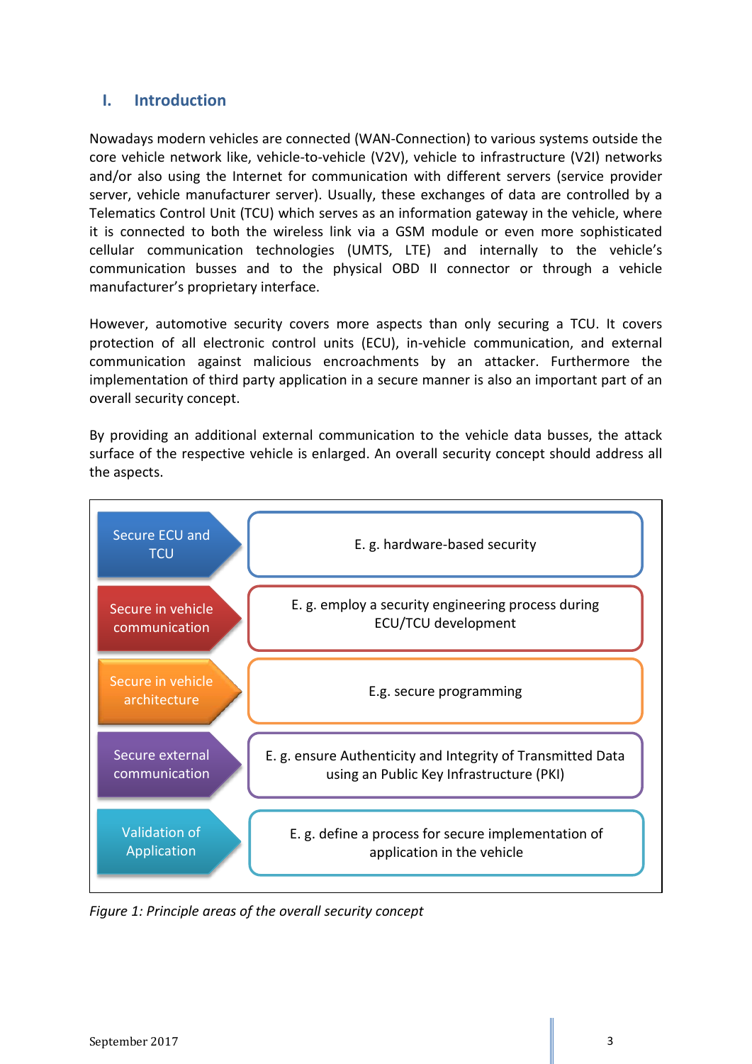## I. Introduction

Nowadays modern vehicles are connected (WAN-Connection) to various systems outside the core vehicle network like, vehicle-to-vehicle (V2V), vehicle to infrastructure (V2I) networks and/or also using the Internet for communication with different servers (service provider server, vehicle manufacturer server). Usually, these exchanges of data are controlled by a Telematics Control Unit (TCU) which serves as an information gateway in the vehicle, where it is connected to both the wireless link via a GSM module or even more sophisticated cellular communication technologies (UMTS, LTE) and internally to the vehicle's communication busses and to the physical OBD II connector or through a vehicle manufacturer's proprietary interface.

However, automotive security covers more aspects than only securing a TCU. It covers protection of all electronic control units (ECU), in-vehicle communication, and external communication against malicious encroachments by an attacker. Furthermore the implementation of third party application in a secure manner is also an important part of an overall security concept.

By providing an additional external communication to the vehicle data busses, the attack surface of the respective vehicle is enlarged. An overall security concept should address all the aspects.

| Area | Example |
|---|---|
| Secure ECU and TCU | E. g. hardware-based security |
| Secure in vehicle communication | E. g. employ a security engineering process during ECU/TCU development |
| Secure in vehicle architecture | E.g. secure programming |
| Secure external communication | E. g. ensure Authenticity and Integrity of Transmitted Data using an Public Key Infrastructure (PKI) |
| Validation of Application | E. g. define a process for secure implementation of application in the vehicle |

*Figure 1: Principle areas of the overall security concept*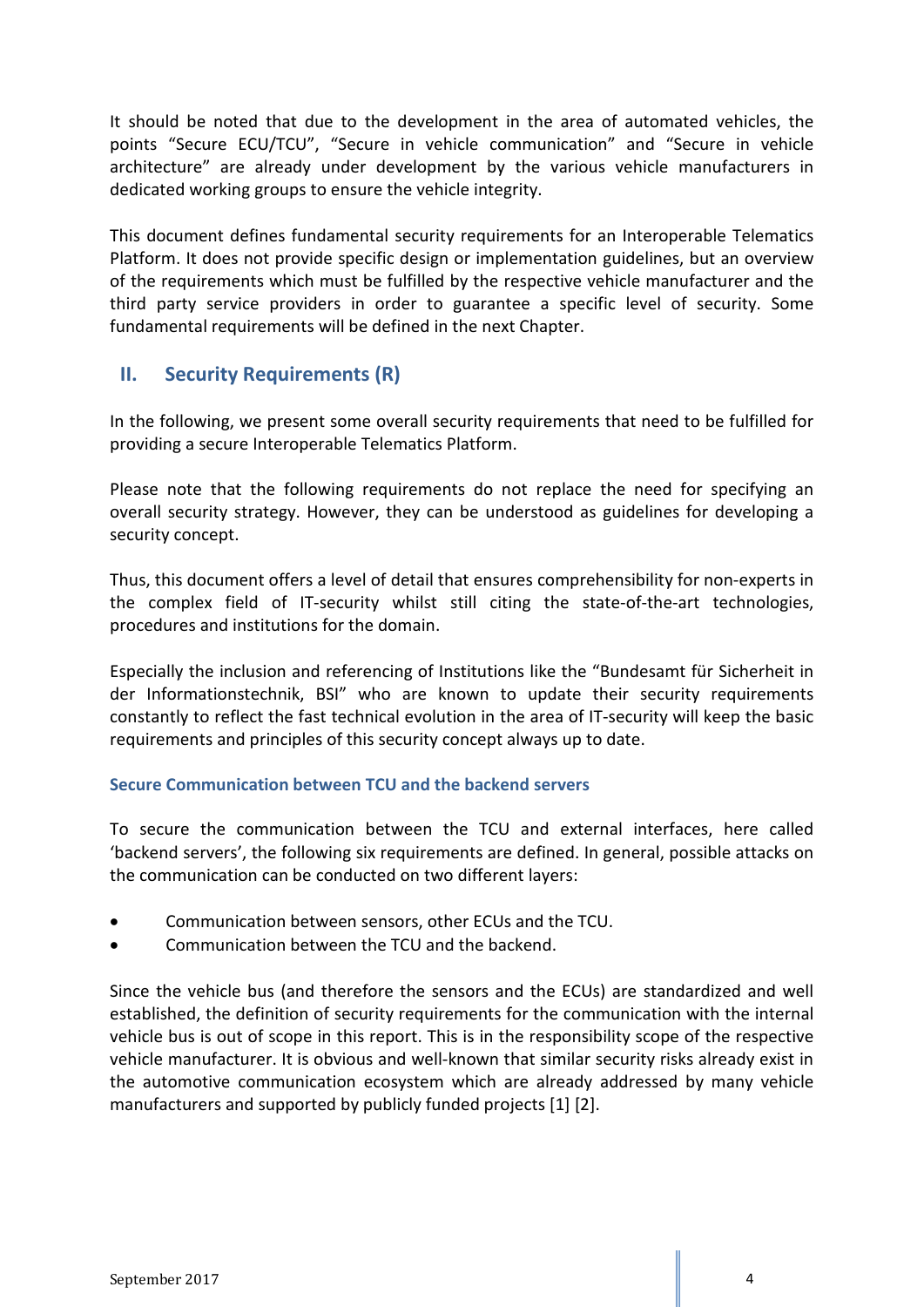It should be noted that due to the development in the area of automated vehicles, the points “Secure ECU/TCU”, “Secure in vehicle communication” and “Secure in vehicle architecture” are already under development by the various vehicle manufacturers in dedicated working groups to ensure the vehicle integrity.

This document defines fundamental security requirements for an Interoperable Telematics Platform. It does not provide specific design or implementation guidelines, but an overview of the requirements which must be fulfilled by the respective vehicle manufacturer and the third party service providers in order to guarantee a specific level of security. Some fundamental requirements will be defined in the next Chapter.

## II. Security Requirements (R)

In the following, we present some overall security requirements that need to be fulfilled for providing a secure Interoperable Telematics Platform.

Please note that the following requirements do not replace the need for specifying an overall security strategy. However, they can be understood as guidelines for developing a security concept.

Thus, this document offers a level of detail that ensures comprehensibility for non-experts in the complex field of IT-security whilst still citing the state-of-the-art technologies, procedures and institutions for the domain.

Especially the inclusion and referencing of Institutions like the “Bundesamt für Sicherheit in der Informationstechnik, BSI” who are known to update their security requirements constantly to reflect the fast technical evolution in the area of IT-security will keep the basic requirements and principles of this security concept always up to date.

### Secure Communication between TCU and the backend servers

To secure the communication between the TCU and external interfaces, here called ‘backend servers’, the following six requirements are defined. In general, possible attacks on the communication can be conducted on two different layers:

- Communication between sensors, other ECUs and the TCU.
- Communication between the TCU and the backend.

Since the vehicle bus (and therefore the sensors and the ECUs) are standardized and well established, the definition of security requirements for the communication with the internal vehicle bus is out of scope in this report. This is in the responsibility scope of the respective vehicle manufacturer. It is obvious and well-known that similar security risks already exist in the automotive communication ecosystem which are already addressed by many vehicle manufacturers and supported by publicly funded projects [1] [2].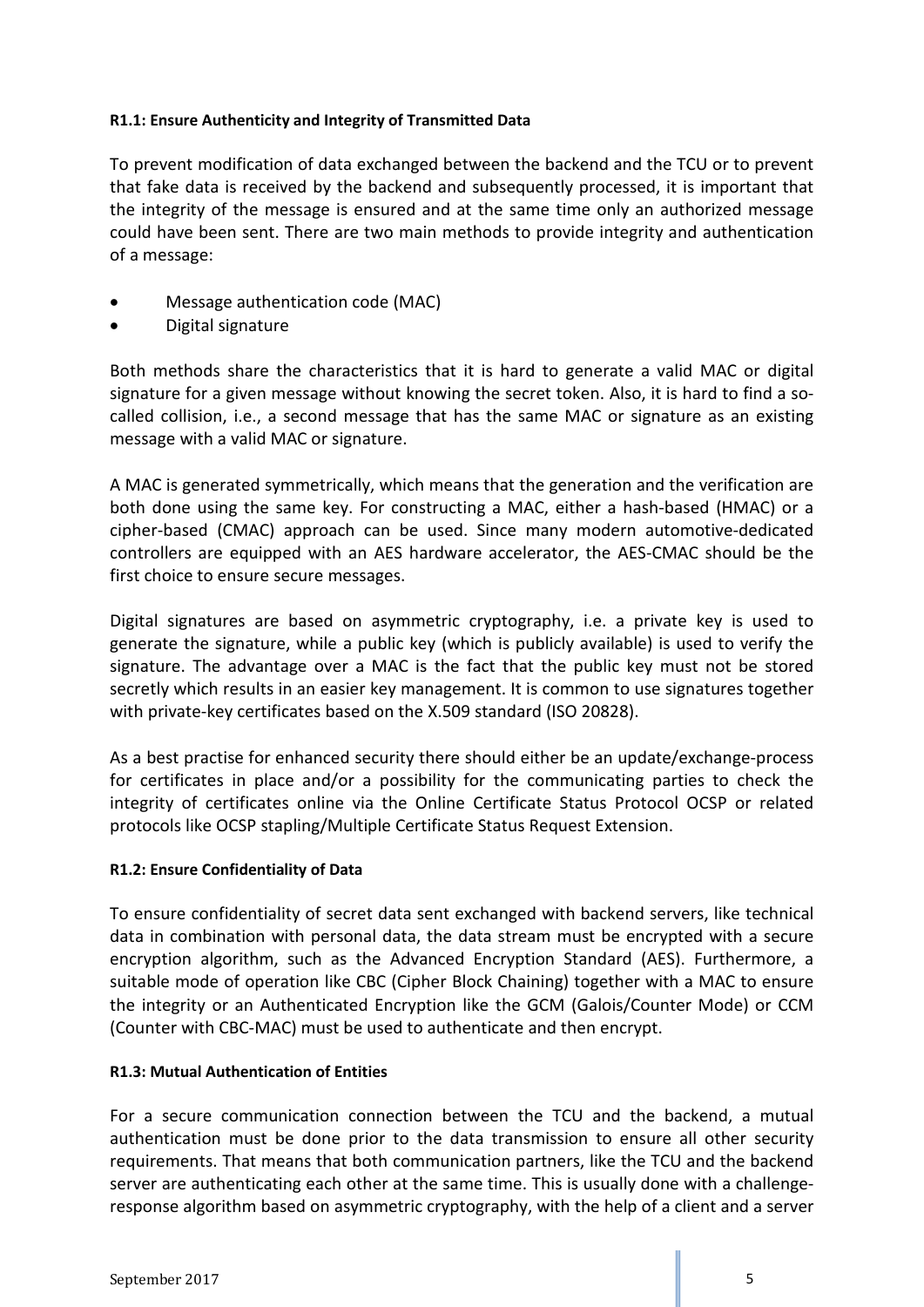**R1.1: Ensure Authenticity and Integrity of Transmitted Data**

To prevent modification of data exchanged between the backend and the TCU or to prevent that fake data is received by the backend and subsequently processed, it is important that the integrity of the message is ensured and at the same time only an authorized message could have been sent. There are two main methods to provide integrity and authentication of a message:

- Message authentication code (MAC)
- Digital signature

Both methods share the characteristics that it is hard to generate a valid MAC or digital signature for a given message without knowing the secret token. Also, it is hard to find a so-called collision, i.e., a second message that has the same MAC or signature as an existing message with a valid MAC or signature.

A MAC is generated symmetrically, which means that the generation and the verification are both done using the same key. For constructing a MAC, either a hash-based (HMAC) or a cipher-based (CMAC) approach can be used. Since many modern automotive-dedicated controllers are equipped with an AES hardware accelerator, the AES-CMAC should be the first choice to ensure secure messages.

Digital signatures are based on asymmetric cryptography, i.e. a private key is used to generate the signature, while a public key (which is publicly available) is used to verify the signature. The advantage over a MAC is the fact that the public key must not be stored secretly which results in an easier key management. It is common to use signatures together with private-key certificates based on the X.509 standard (ISO 20828).

As a best practise for enhanced security there should either be an update/exchange-process for certificates in place and/or a possibility for the communicating parties to check the integrity of certificates online via the Online Certificate Status Protocol OCSP or related protocols like OCSP stapling/Multiple Certificate Status Request Extension.

**R1.2: Ensure Confidentiality of Data**

To ensure confidentiality of secret data sent exchanged with backend servers, like technical data in combination with personal data, the data stream must be encrypted with a secure encryption algorithm, such as the Advanced Encryption Standard (AES). Furthermore, a suitable mode of operation like CBC (Cipher Block Chaining) together with a MAC to ensure the integrity or an Authenticated Encryption like the GCM (Galois/Counter Mode) or CCM (Counter with CBC-MAC) must be used to authenticate and then encrypt.

**R1.3: Mutual Authentication of Entities**

For a secure communication connection between the TCU and the backend, a mutual authentication must be done prior to the data transmission to ensure all other security requirements. That means that both communication partners, like the TCU and the backend server are authenticating each other at the same time. This is usually done with a challenge-response algorithm based on asymmetric cryptography, with the help of a client and a server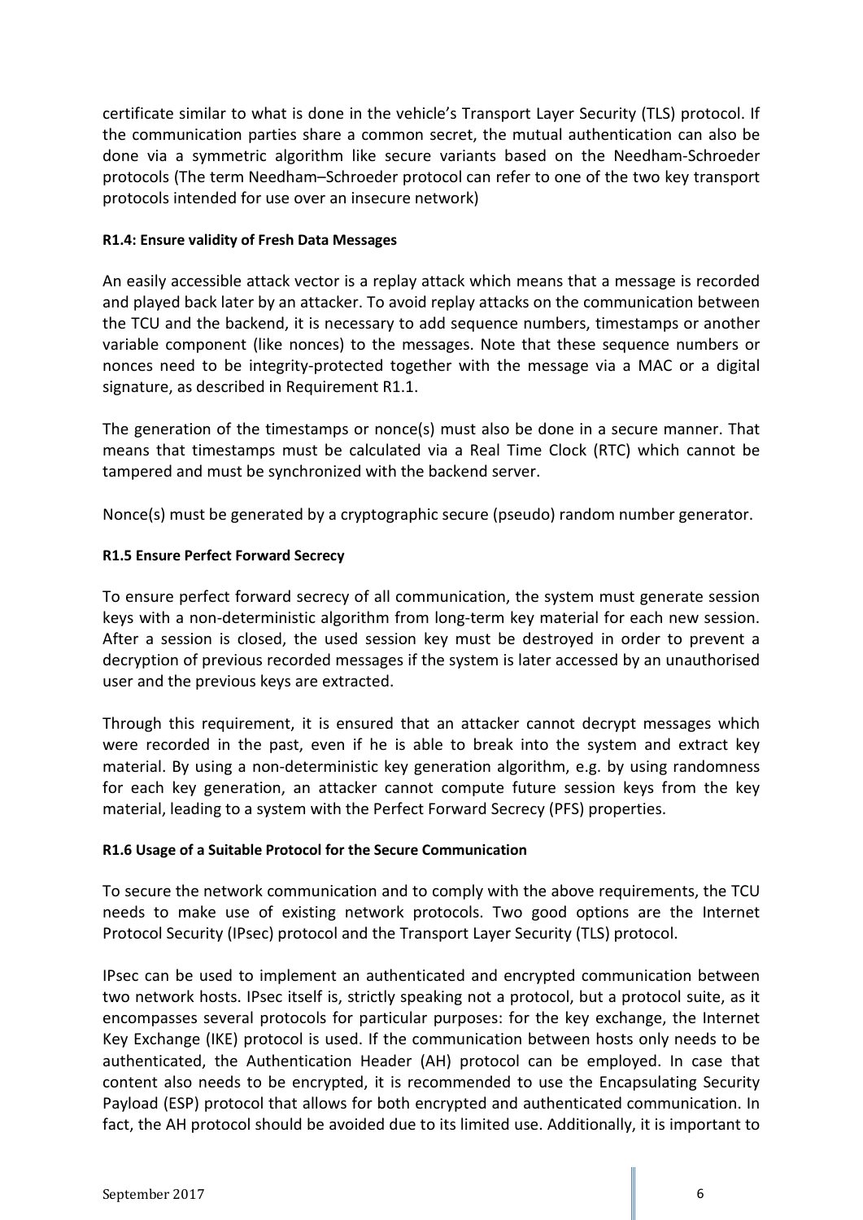certificate similar to what is done in the vehicle's Transport Layer Security (TLS) protocol. If the communication parties share a common secret, the mutual authentication can also be done via a symmetric algorithm like secure variants based on the Needham-Schroeder protocols (The term Needham–Schroeder protocol can refer to one of the two key transport protocols intended for use over an insecure network)

**R1.4: Ensure validity of Fresh Data Messages**

An easily accessible attack vector is a replay attack which means that a message is recorded and played back later by an attacker. To avoid replay attacks on the communication between the TCU and the backend, it is necessary to add sequence numbers, timestamps or another variable component (like nonces) to the messages. Note that these sequence numbers or nonces need to be integrity-protected together with the message via a MAC or a digital signature, as described in Requirement R1.1.

The generation of the timestamps or nonce(s) must also be done in a secure manner. That means that timestamps must be calculated via a Real Time Clock (RTC) which cannot be tampered and must be synchronized with the backend server.

Nonce(s) must be generated by a cryptographic secure (pseudo) random number generator.

**R1.5 Ensure Perfect Forward Secrecy**

To ensure perfect forward secrecy of all communication, the system must generate session keys with a non-deterministic algorithm from long-term key material for each new session. After a session is closed, the used session key must be destroyed in order to prevent a decryption of previous recorded messages if the system is later accessed by an unauthorised user and the previous keys are extracted.

Through this requirement, it is ensured that an attacker cannot decrypt messages which were recorded in the past, even if he is able to break into the system and extract key material. By using a non-deterministic key generation algorithm, e.g. by using randomness for each key generation, an attacker cannot compute future session keys from the key material, leading to a system with the Perfect Forward Secrecy (PFS) properties.

**R1.6 Usage of a Suitable Protocol for the Secure Communication**

To secure the network communication and to comply with the above requirements, the TCU needs to make use of existing network protocols. Two good options are the Internet Protocol Security (IPsec) protocol and the Transport Layer Security (TLS) protocol.

IPsec can be used to implement an authenticated and encrypted communication between two network hosts. IPsec itself is, strictly speaking not a protocol, but a protocol suite, as it encompasses several protocols for particular purposes: for the key exchange, the Internet Key Exchange (IKE) protocol is used. If the communication between hosts only needs to be authenticated, the Authentication Header (AH) protocol can be employed. In case that content also needs to be encrypted, it is recommended to use the Encapsulating Security Payload (ESP) protocol that allows for both encrypted and authenticated communication. In fact, the AH protocol should be avoided due to its limited use. Additionally, it is important to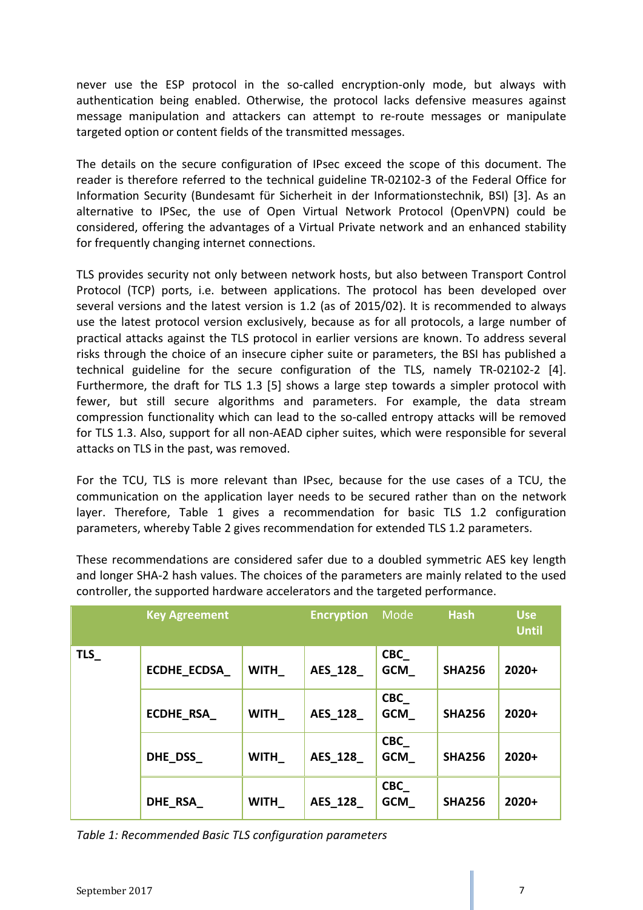never use the ESP protocol in the so-called encryption-only mode, but always with authentication being enabled. Otherwise, the protocol lacks defensive measures against message manipulation and attackers can attempt to re-route messages or manipulate targeted option or content fields of the transmitted messages.

The details on the secure configuration of IPsec exceed the scope of this document. The reader is therefore referred to the technical guideline TR-02102-3 of the Federal Office for Information Security (Bundesamt für Sicherheit in der Informationstechnik, BSI) [3]. As an alternative to IPSec, the use of Open Virtual Network Protocol (OpenVPN) could be considered, offering the advantages of a Virtual Private network and an enhanced stability for frequently changing internet connections.

TLS provides security not only between network hosts, but also between Transport Control Protocol (TCP) ports, i.e. between applications. The protocol has been developed over several versions and the latest version is 1.2 (as of 2015/02). It is recommended to always use the latest protocol version exclusively, because as for all protocols, a large number of practical attacks against the TLS protocol in earlier versions are known. To address several risks through the choice of an insecure cipher suite or parameters, the BSI has published a technical guideline for the secure configuration of the TLS, namely TR-02102-2 [4]. Furthermore, the draft for TLS 1.3 [5] shows a large step towards a simpler protocol with fewer, but still secure algorithms and parameters. For example, the data stream compression functionality which can lead to the so-called entropy attacks will be removed for TLS 1.3. Also, support for all non-AEAD cipher suites, which were responsible for several attacks on TLS in the past, was removed.

For the TCU, TLS is more relevant than IPsec, because for the use cases of a TCU, the communication on the application layer needs to be secured rather than on the network layer. Therefore, Table 1 gives a recommendation for basic TLS 1.2 configuration parameters, whereby Table 2 gives recommendation for extended TLS 1.2 parameters.

These recommendations are considered safer due to a doubled symmetric AES key length and longer SHA-2 hash values. The choices of the parameters are mainly related to the used controller, the supported hardware accelerators and the targeted performance.

| | Key Agreement | | Encryption | Mode | Hash | Use Until |
|---|---|---|---|---|---|---|
| **TLS_** | **ECDHE_ECDSA_** | **WITH_** | **AES_128_** | **CBC_ GCM_** | **SHA256** | **2020+** |
| | **ECDHE_RSA_** | **WITH_** | **AES_128_** | **CBC_ GCM_** | **SHA256** | **2020+** |
| | **DHE_DSS_** | **WITH_** | **AES_128_** | **CBC_ GCM_** | **SHA256** | **2020+** |
| | **DHE_RSA_** | **WITH_** | **AES_128_** | **CBC_ GCM_** | **SHA256** | **2020+** |

*Table 1: Recommended Basic TLS configuration parameters*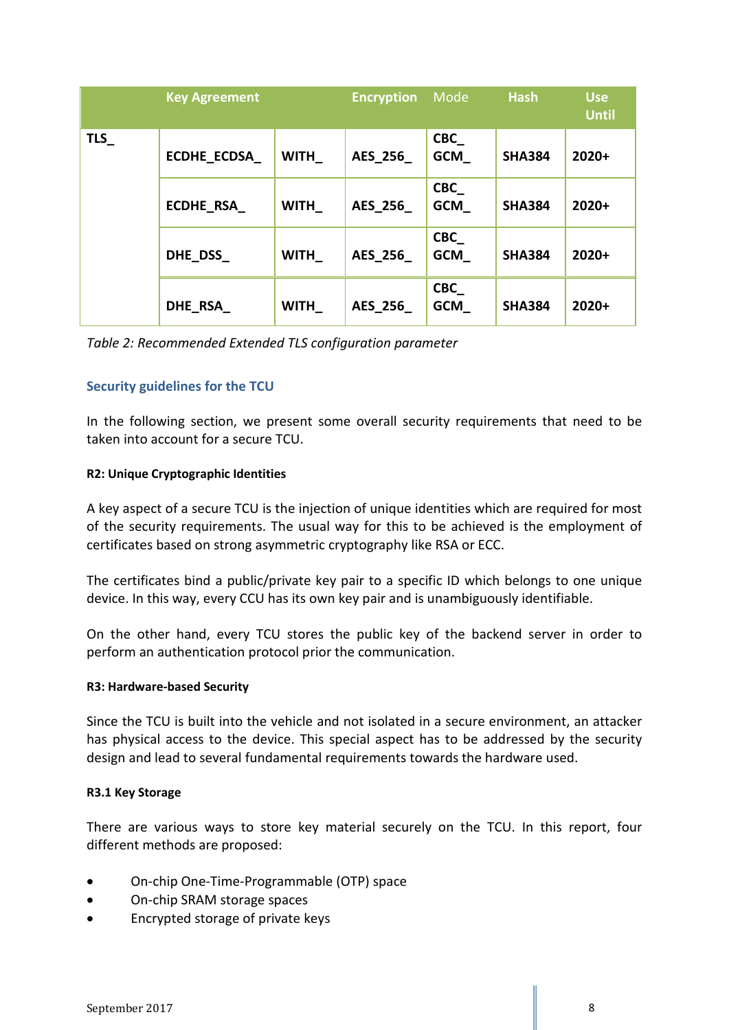| | Key Agreement | | Encryption | Mode | Hash | Use Until |
|---|---|---|---|---|---|---|
| TLS_ | ECDHE_ECDSA_ | WITH_ | AES_256_ | CBC_ GCM_ | SHA384 | 2020+ |
| | ECDHE_RSA_ | WITH_ | AES_256_ | CBC_ GCM_ | SHA384 | 2020+ |
| | DHE_DSS_ | WITH_ | AES_256_ | CBC_ GCM_ | SHA384 | 2020+ |
| | DHE_RSA_ | WITH_ | AES_256_ | CBC_ GCM_ | SHA384 | 2020+ |

*Table 2: Recommended Extended TLS configuration parameter*

## Security guidelines for the TCU

In the following section, we present some overall security requirements that need to be taken into account for a secure TCU.

#### R2: Unique Cryptographic Identities

A key aspect of a secure TCU is the injection of unique identities which are required for most of the security requirements. The usual way for this to be achieved is the employment of certificates based on strong asymmetric cryptography like RSA or ECC.

The certificates bind a public/private key pair to a specific ID which belongs to one unique device. In this way, every CCU has its own key pair and is unambiguously identifiable.

On the other hand, every TCU stores the public key of the backend server in order to perform an authentication protocol prior the communication.

#### R3: Hardware-based Security

Since the TCU is built into the vehicle and not isolated in a secure environment, an attacker has physical access to the device. This special aspect has to be addressed by the security design and lead to several fundamental requirements towards the hardware used.

#### R3.1 Key Storage

There are various ways to store key material securely on the TCU. In this report, four different methods are proposed:

- On-chip One-Time-Programmable (OTP) space
- On-chip SRAM storage spaces
- Encrypted storage of private keys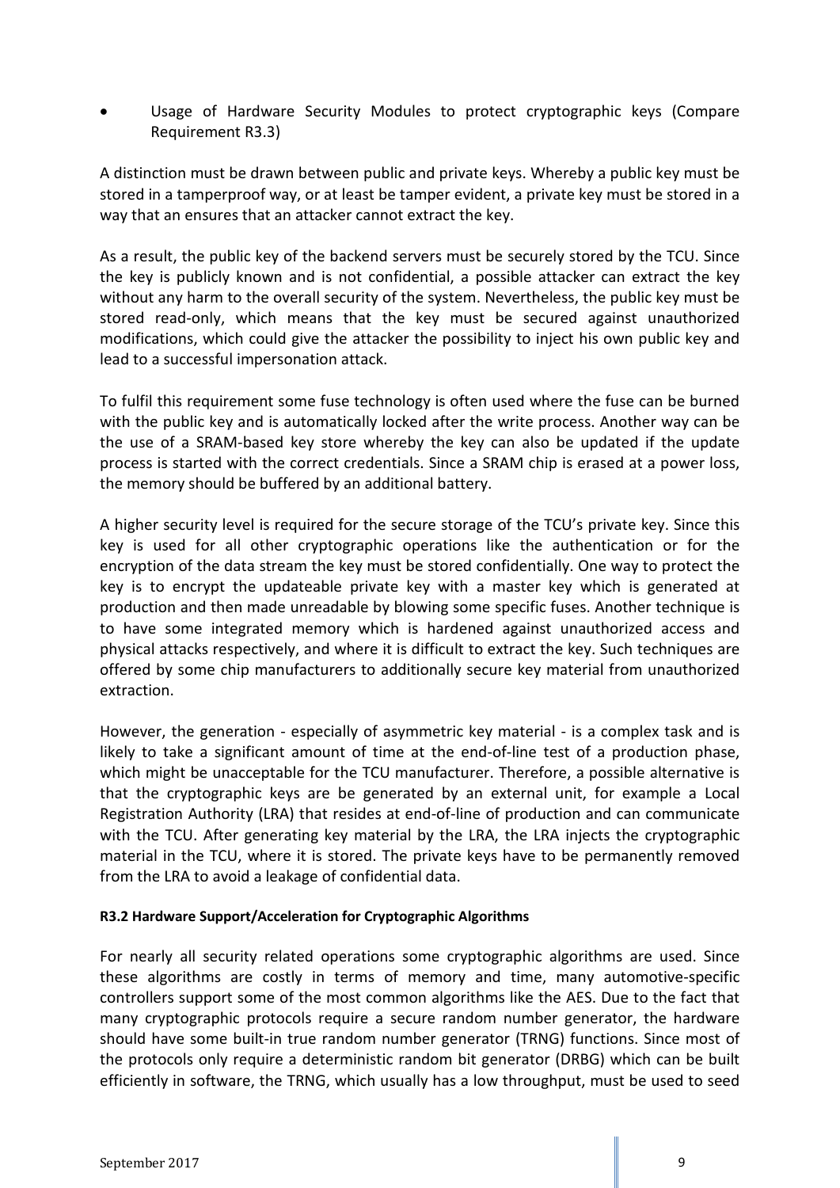- Usage of Hardware Security Modules to protect cryptographic keys (Compare Requirement R3.3)

A distinction must be drawn between public and private keys. Whereby a public key must be stored in a tamperproof way, or at least be tamper evident, a private key must be stored in a way that an ensures that an attacker cannot extract the key.

As a result, the public key of the backend servers must be securely stored by the TCU. Since the key is publicly known and is not confidential, a possible attacker can extract the key without any harm to the overall security of the system. Nevertheless, the public key must be stored read-only, which means that the key must be secured against unauthorized modifications, which could give the attacker the possibility to inject his own public key and lead to a successful impersonation attack.

To fulfil this requirement some fuse technology is often used where the fuse can be burned with the public key and is automatically locked after the write process. Another way can be the use of a SRAM-based key store whereby the key can also be updated if the update process is started with the correct credentials. Since a SRAM chip is erased at a power loss, the memory should be buffered by an additional battery.

A higher security level is required for the secure storage of the TCU's private key. Since this key is used for all other cryptographic operations like the authentication or for the encryption of the data stream the key must be stored confidentially. One way to protect the key is to encrypt the updateable private key with a master key which is generated at production and then made unreadable by blowing some specific fuses. Another technique is to have some integrated memory which is hardened against unauthorized access and physical attacks respectively, and where it is difficult to extract the key. Such techniques are offered by some chip manufacturers to additionally secure key material from unauthorized extraction.

However, the generation - especially of asymmetric key material - is a complex task and is likely to take a significant amount of time at the end-of-line test of a production phase, which might be unacceptable for the TCU manufacturer. Therefore, a possible alternative is that the cryptographic keys are be generated by an external unit, for example a Local Registration Authority (LRA) that resides at end-of-line of production and can communicate with the TCU. After generating key material by the LRA, the LRA injects the cryptographic material in the TCU, where it is stored. The private keys have to be permanently removed from the LRA to avoid a leakage of confidential data.

**R3.2 Hardware Support/Acceleration for Cryptographic Algorithms**

For nearly all security related operations some cryptographic algorithms are used. Since these algorithms are costly in terms of memory and time, many automotive-specific controllers support some of the most common algorithms like the AES. Due to the fact that many cryptographic protocols require a secure random number generator, the hardware should have some built-in true random number generator (TRNG) functions. Since most of the protocols only require a deterministic random bit generator (DRBG) which can be built efficiently in software, the TRNG, which usually has a low throughput, must be used to seed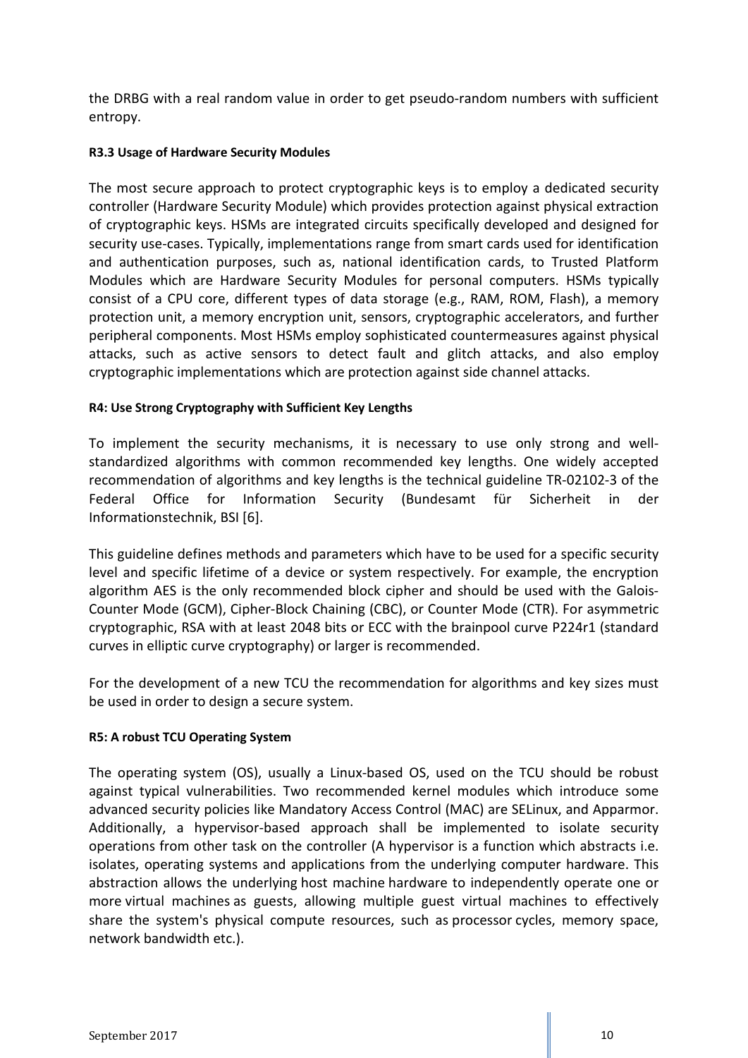the DRBG with a real random value in order to get pseudo-random numbers with sufficient entropy.

**R3.3 Usage of Hardware Security Modules**

The most secure approach to protect cryptographic keys is to employ a dedicated security controller (Hardware Security Module) which provides protection against physical extraction of cryptographic keys. HSMs are integrated circuits specifically developed and designed for security use-cases. Typically, implementations range from smart cards used for identification and authentication purposes, such as, national identification cards, to Trusted Platform Modules which are Hardware Security Modules for personal computers. HSMs typically consist of a CPU core, different types of data storage (e.g., RAM, ROM, Flash), a memory protection unit, a memory encryption unit, sensors, cryptographic accelerators, and further peripheral components. Most HSMs employ sophisticated countermeasures against physical attacks, such as active sensors to detect fault and glitch attacks, and also employ cryptographic implementations which are protection against side channel attacks.

**R4: Use Strong Cryptography with Sufficient Key Lengths**

To implement the security mechanisms, it is necessary to use only strong and well-standardized algorithms with common recommended key lengths. One widely accepted recommendation of algorithms and key lengths is the technical guideline TR-02102-3 of the Federal Office for Information Security (Bundesamt für Sicherheit in der Informationstechnik, BSI [6].

This guideline defines methods and parameters which have to be used for a specific security level and specific lifetime of a device or system respectively. For example, the encryption algorithm AES is the only recommended block cipher and should be used with the Galois-Counter Mode (GCM), Cipher-Block Chaining (CBC), or Counter Mode (CTR). For asymmetric cryptographic, RSA with at least 2048 bits or ECC with the brainpool curve P224r1 (standard curves in elliptic curve cryptography) or larger is recommended.

For the development of a new TCU the recommendation for algorithms and key sizes must be used in order to design a secure system.

**R5: A robust TCU Operating System**

The operating system (OS), usually a Linux-based OS, used on the TCU should be robust against typical vulnerabilities. Two recommended kernel modules which introduce some advanced security policies like Mandatory Access Control (MAC) are SELinux, and Apparmor. Additionally, a hypervisor-based approach shall be implemented to isolate security operations from other task on the controller (A hypervisor is a function which abstracts i.e. isolates, operating systems and applications from the underlying computer hardware. This abstraction allows the underlying host machine hardware to independently operate one or more virtual machines as guests, allowing multiple guest virtual machines to effectively share the system's physical compute resources, such as processor cycles, memory space, network bandwidth etc.).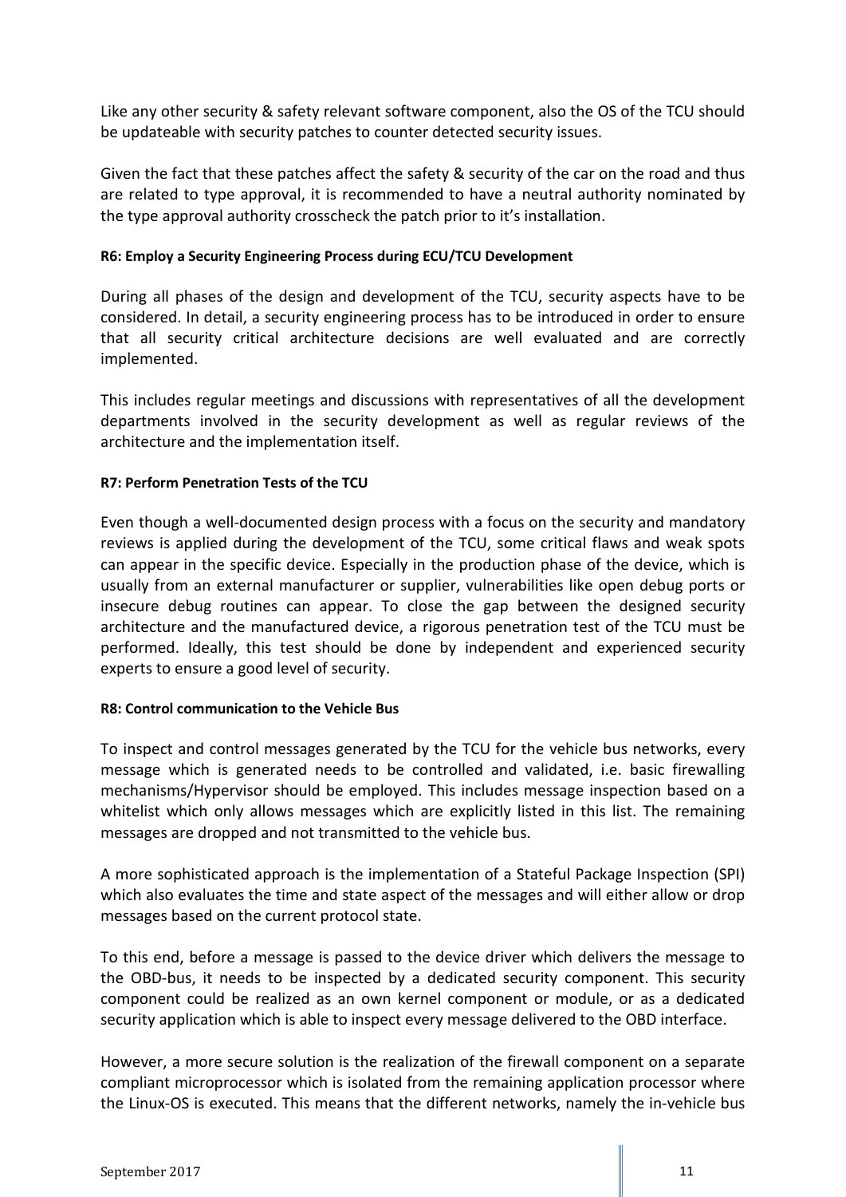Like any other security & safety relevant software component, also the OS of the TCU should be updateable with security patches to counter detected security issues.

Given the fact that these patches affect the safety & security of the car on the road and thus are related to type approval, it is recommended to have a neutral authority nominated by the type approval authority crosscheck the patch prior to it's installation.

**R6: Employ a Security Engineering Process during ECU/TCU Development**

During all phases of the design and development of the TCU, security aspects have to be considered. In detail, a security engineering process has to be introduced in order to ensure that all security critical architecture decisions are well evaluated and are correctly implemented.

This includes regular meetings and discussions with representatives of all the development departments involved in the security development as well as regular reviews of the architecture and the implementation itself.

**R7: Perform Penetration Tests of the TCU**

Even though a well-documented design process with a focus on the security and mandatory reviews is applied during the development of the TCU, some critical flaws and weak spots can appear in the specific device. Especially in the production phase of the device, which is usually from an external manufacturer or supplier, vulnerabilities like open debug ports or insecure debug routines can appear. To close the gap between the designed security architecture and the manufactured device, a rigorous penetration test of the TCU must be performed. Ideally, this test should be done by independent and experienced security experts to ensure a good level of security.

**R8: Control communication to the Vehicle Bus**

To inspect and control messages generated by the TCU for the vehicle bus networks, every message which is generated needs to be controlled and validated, i.e. basic firewalling mechanisms/Hypervisor should be employed. This includes message inspection based on a whitelist which only allows messages which are explicitly listed in this list. The remaining messages are dropped and not transmitted to the vehicle bus.

A more sophisticated approach is the implementation of a Stateful Package Inspection (SPI) which also evaluates the time and state aspect of the messages and will either allow or drop messages based on the current protocol state.

To this end, before a message is passed to the device driver which delivers the message to the OBD-bus, it needs to be inspected by a dedicated security component. This security component could be realized as an own kernel component or module, or as a dedicated security application which is able to inspect every message delivered to the OBD interface.

However, a more secure solution is the realization of the firewall component on a separate compliant microprocessor which is isolated from the remaining application processor where the Linux-OS is executed. This means that the different networks, namely the in-vehicle bus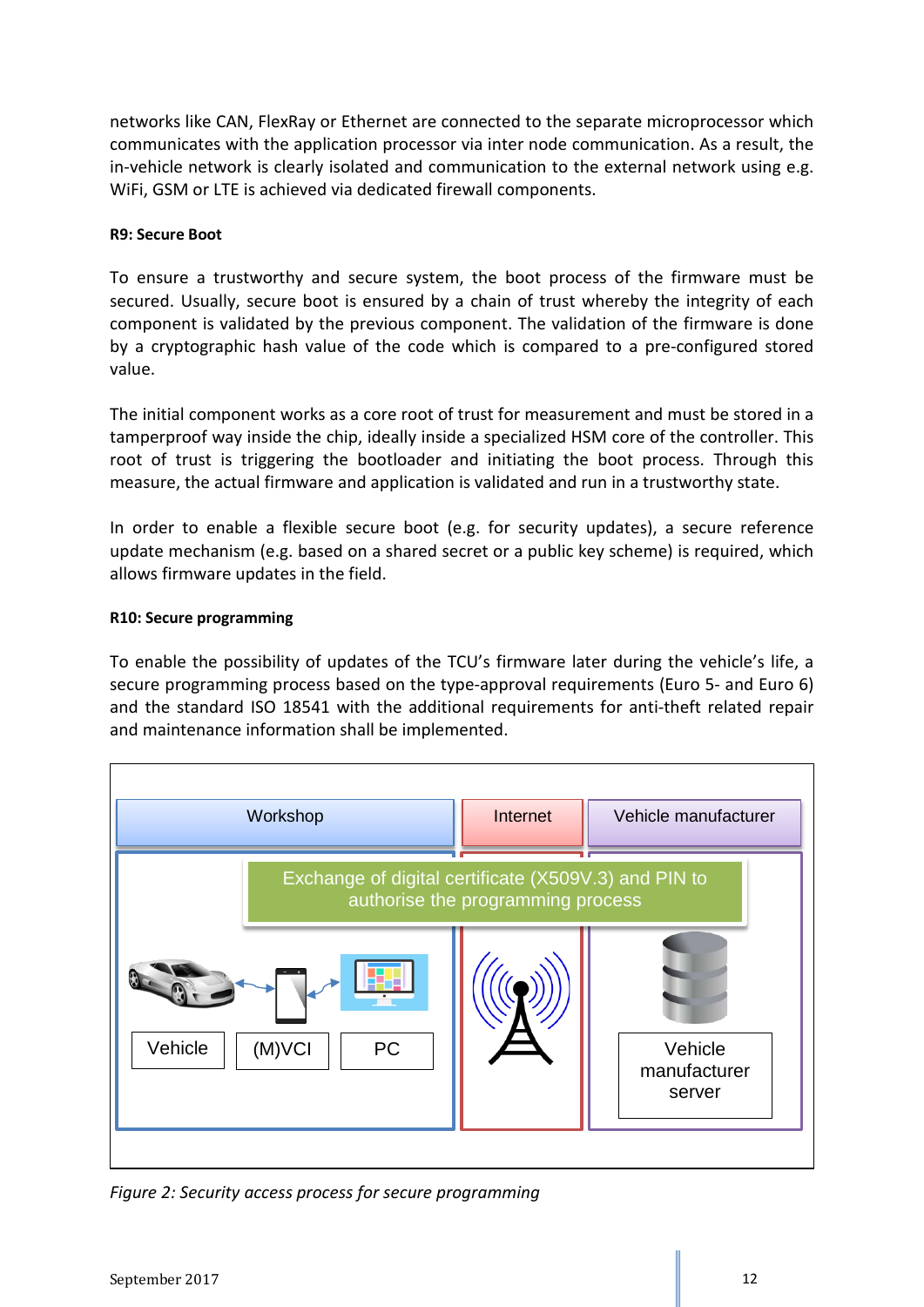networks like CAN, FlexRay or Ethernet are connected to the separate microprocessor which communicates with the application processor via inter node communication. As a result, the in-vehicle network is clearly isolated and communication to the external network using e.g. WiFi, GSM or LTE is achieved via dedicated firewall components.

**R9: Secure Boot**

To ensure a trustworthy and secure system, the boot process of the firmware must be secured. Usually, secure boot is ensured by a chain of trust whereby the integrity of each component is validated by the previous component. The validation of the firmware is done by a cryptographic hash value of the code which is compared to a pre-configured stored value.

The initial component works as a core root of trust for measurement and must be stored in a tamperproof way inside the chip, ideally inside a specialized HSM core of the controller. This root of trust is triggering the bootloader and initiating the boot process. Through this measure, the actual firmware and application is validated and run in a trustworthy state.

In order to enable a flexible secure boot (e.g. for security updates), a secure reference update mechanism (e.g. based on a shared secret or a public key scheme) is required, which allows firmware updates in the field.

**R10: Secure programming**

To enable the possibility of updates of the TCU's firmware later during the vehicle's life, a secure programming process based on the type-approval requirements (Euro 5- and Euro 6) and the standard ISO 18541 with the additional requirements for anti-theft related repair and maintenance information shall be implemented.

Workshop | Internet | Vehicle manufacturer

Exchange of digital certificate (X509V.3) and PIN to authorise the programming process

Vehicle | (M)VCI | PC | Vehicle manufacturer server

*Figure 2: Security access process for secure programming*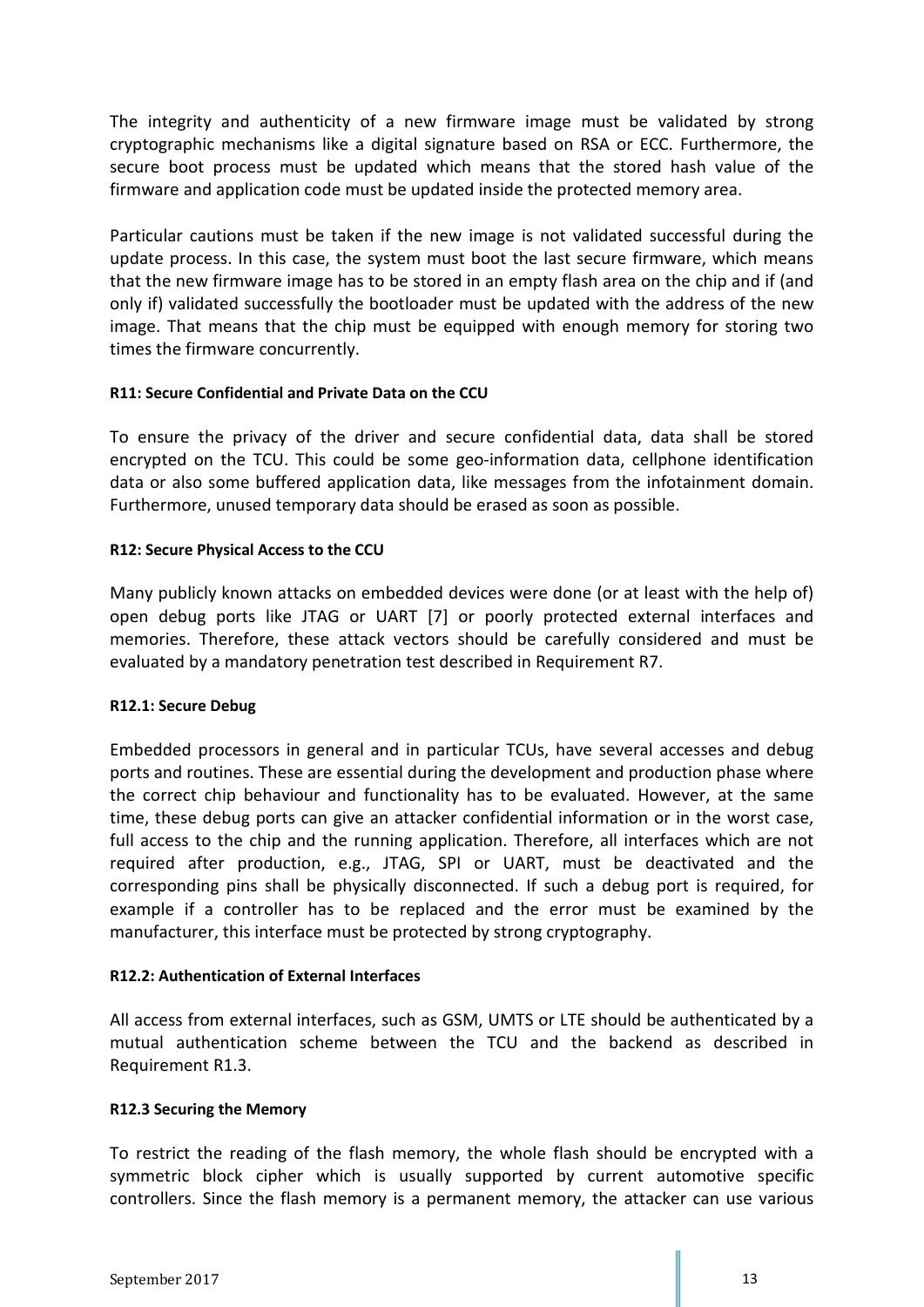The integrity and authenticity of a new firmware image must be validated by strong cryptographic mechanisms like a digital signature based on RSA or ECC. Furthermore, the secure boot process must be updated which means that the stored hash value of the firmware and application code must be updated inside the protected memory area.

Particular cautions must be taken if the new image is not validated successful during the update process. In this case, the system must boot the last secure firmware, which means that the new firmware image has to be stored in an empty flash area on the chip and if (and only if) validated successfully the bootloader must be updated with the address of the new image. That means that the chip must be equipped with enough memory for storing two times the firmware concurrently.

**R11: Secure Confidential and Private Data on the CCU**

To ensure the privacy of the driver and secure confidential data, data shall be stored encrypted on the TCU. This could be some geo-information data, cellphone identification data or also some buffered application data, like messages from the infotainment domain. Furthermore, unused temporary data should be erased as soon as possible.

**R12: Secure Physical Access to the CCU**

Many publicly known attacks on embedded devices were done (or at least with the help of) open debug ports like JTAG or UART [7] or poorly protected external interfaces and memories. Therefore, these attack vectors should be carefully considered and must be evaluated by a mandatory penetration test described in Requirement R7.

**R12.1: Secure Debug**

Embedded processors in general and in particular TCUs, have several accesses and debug ports and routines. These are essential during the development and production phase where the correct chip behaviour and functionality has to be evaluated. However, at the same time, these debug ports can give an attacker confidential information or in the worst case, full access to the chip and the running application. Therefore, all interfaces which are not required after production, e.g., JTAG, SPI or UART, must be deactivated and the corresponding pins shall be physically disconnected. If such a debug port is required, for example if a controller has to be replaced and the error must be examined by the manufacturer, this interface must be protected by strong cryptography.

**R12.2: Authentication of External Interfaces**

All access from external interfaces, such as GSM, UMTS or LTE should be authenticated by a mutual authentication scheme between the TCU and the backend as described in Requirement R1.3.

**R12.3 Securing the Memory**

To restrict the reading of the flash memory, the whole flash should be encrypted with a symmetric block cipher which is usually supported by current automotive specific controllers. Since the flash memory is a permanent memory, the attacker can use various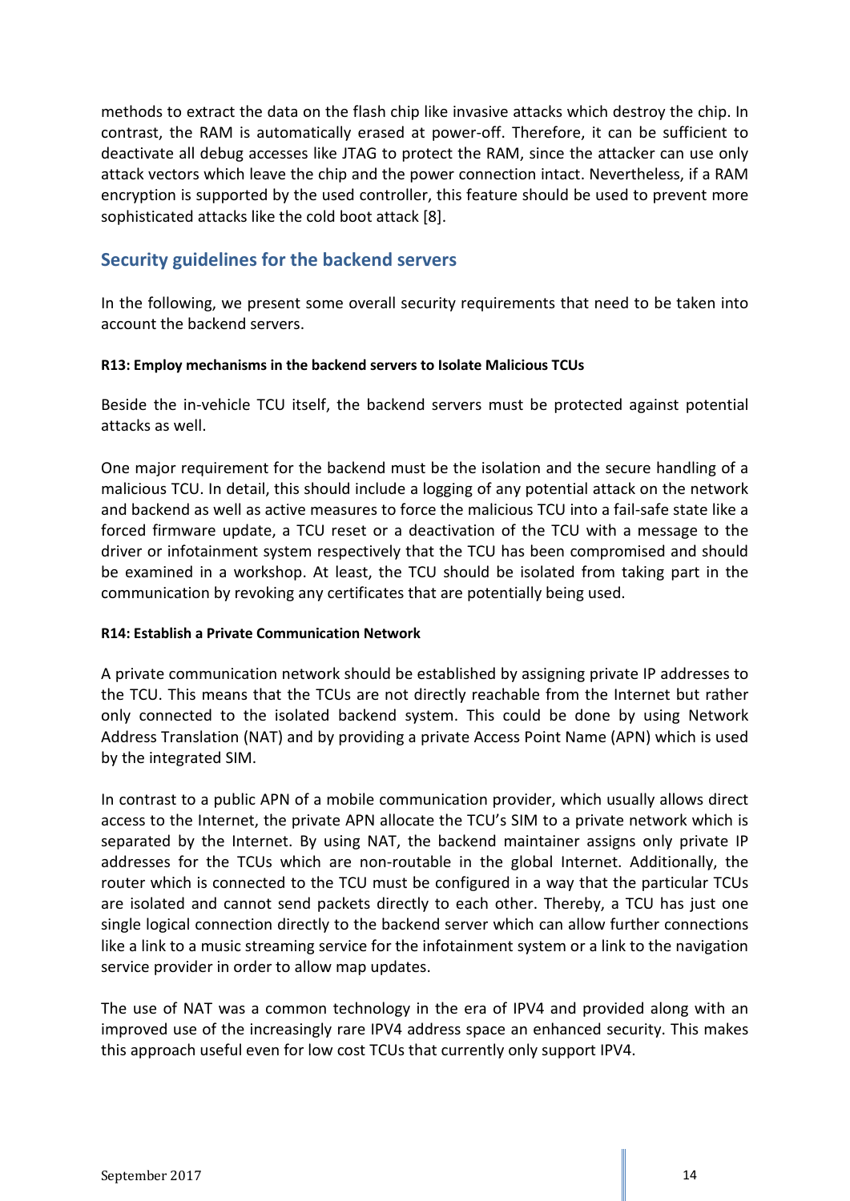methods to extract the data on the flash chip like invasive attacks which destroy the chip. In contrast, the RAM is automatically erased at power-off. Therefore, it can be sufficient to deactivate all debug accesses like JTAG to protect the RAM, since the attacker can use only attack vectors which leave the chip and the power connection intact. Nevertheless, if a RAM encryption is supported by the used controller, this feature should be used to prevent more sophisticated attacks like the cold boot attack [8].

## Security guidelines for the backend servers

In the following, we present some overall security requirements that need to be taken into account the backend servers.

#### R13: Employ mechanisms in the backend servers to Isolate Malicious TCUs

Beside the in-vehicle TCU itself, the backend servers must be protected against potential attacks as well.

One major requirement for the backend must be the isolation and the secure handling of a malicious TCU. In detail, this should include a logging of any potential attack on the network and backend as well as active measures to force the malicious TCU into a fail-safe state like a forced firmware update, a TCU reset or a deactivation of the TCU with a message to the driver or infotainment system respectively that the TCU has been compromised and should be examined in a workshop. At least, the TCU should be isolated from taking part in the communication by revoking any certificates that are potentially being used.

#### R14: Establish a Private Communication Network

A private communication network should be established by assigning private IP addresses to the TCU. This means that the TCUs are not directly reachable from the Internet but rather only connected to the isolated backend system. This could be done by using Network Address Translation (NAT) and by providing a private Access Point Name (APN) which is used by the integrated SIM.

In contrast to a public APN of a mobile communication provider, which usually allows direct access to the Internet, the private APN allocate the TCU's SIM to a private network which is separated by the Internet. By using NAT, the backend maintainer assigns only private IP addresses for the TCUs which are non-routable in the global Internet. Additionally, the router which is connected to the TCU must be configured in a way that the particular TCUs are isolated and cannot send packets directly to each other. Thereby, a TCU has just one single logical connection directly to the backend server which can allow further connections like a link to a music streaming service for the infotainment system or a link to the navigation service provider in order to allow map updates.

The use of NAT was a common technology in the era of IPV4 and provided along with an improved use of the increasingly rare IPV4 address space an enhanced security. This makes this approach useful even for low cost TCUs that currently only support IPV4.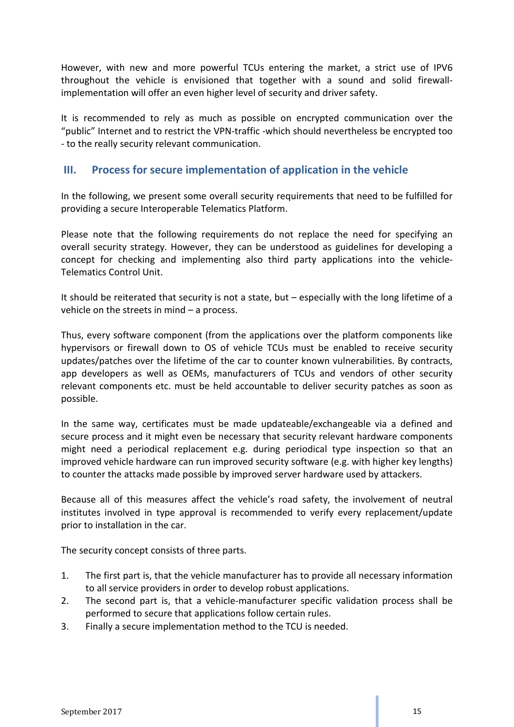However, with new and more powerful TCUs entering the market, a strict use of IPV6 throughout the vehicle is envisioned that together with a sound and solid firewall-implementation will offer an even higher level of security and driver safety.

It is recommended to rely as much as possible on encrypted communication over the "public" Internet and to restrict the VPN-traffic -which should nevertheless be encrypted too - to the really security relevant communication.

## III. Process for secure implementation of application in the vehicle

In the following, we present some overall security requirements that need to be fulfilled for providing a secure Interoperable Telematics Platform.

Please note that the following requirements do not replace the need for specifying an overall security strategy. However, they can be understood as guidelines for developing a concept for checking and implementing also third party applications into the vehicle-Telematics Control Unit.

It should be reiterated that security is not a state, but – especially with the long lifetime of a vehicle on the streets in mind – a process.

Thus, every software component (from the applications over the platform components like hypervisors or firewall down to OS of vehicle TCUs must be enabled to receive security updates/patches over the lifetime of the car to counter known vulnerabilities. By contracts, app developers as well as OEMs, manufacturers of TCUs and vendors of other security relevant components etc. must be held accountable to deliver security patches as soon as possible.

In the same way, certificates must be made updateable/exchangeable via a defined and secure process and it might even be necessary that security relevant hardware components might need a periodical replacement e.g. during periodical type inspection so that an improved vehicle hardware can run improved security software (e.g. with higher key lengths) to counter the attacks made possible by improved server hardware used by attackers.

Because all of this measures affect the vehicle's road safety, the involvement of neutral institutes involved in type approval is recommended to verify every replacement/update prior to installation in the car.

The security concept consists of three parts.

1. The first part is, that the vehicle manufacturer has to provide all necessary information to all service providers in order to develop robust applications.
2. The second part is, that a vehicle-manufacturer specific validation process shall be performed to secure that applications follow certain rules.
3. Finally a secure implementation method to the TCU is needed.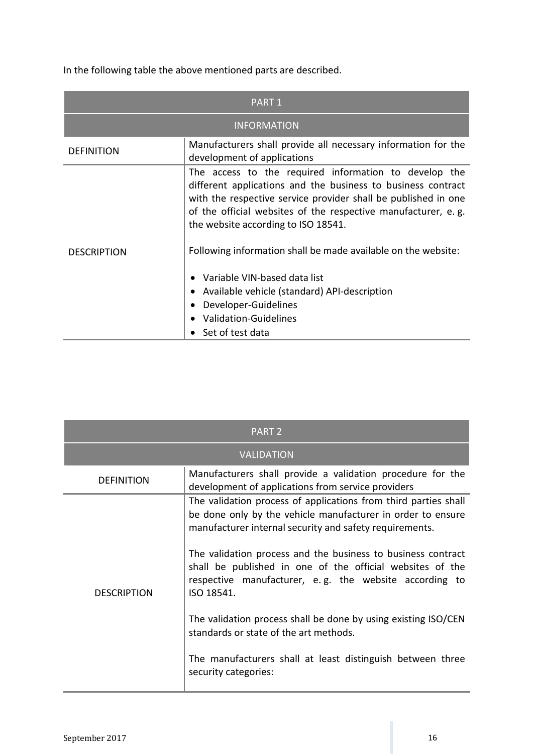In the following table the above mentioned parts are described.

| PART 1 | |
|---|---|
| INFORMATION | |
| DEFINITION | Manufacturers shall provide all necessary information for the development of applications |
| DESCRIPTION | The access to the required information to develop the different applications and the business to business contract with the respective service provider shall be published in one of the official websites of the respective manufacturer, e. g. the website according to ISO 18541.<br><br>Following information shall be made available on the website:<br><br>• Variable VIN-based data list<br>• Available vehicle (standard) API-description<br>• Developer-Guidelines<br>• Validation-Guidelines<br>• Set of test data |

| PART 2 | |
|---|---|
| VALIDATION | |
| DEFINITION | Manufacturers shall provide a validation procedure for the development of applications from service providers |
| DESCRIPTION | The validation process of applications from third parties shall be done only by the vehicle manufacturer in order to ensure manufacturer internal security and safety requirements.<br><br>The validation process and the business to business contract shall be published in one of the official websites of the respective manufacturer, e. g. the website according to ISO 18541.<br><br>The validation process shall be done by using existing ISO/CEN standards or state of the art methods.<br><br>The manufacturers shall at least distinguish between three security categories: |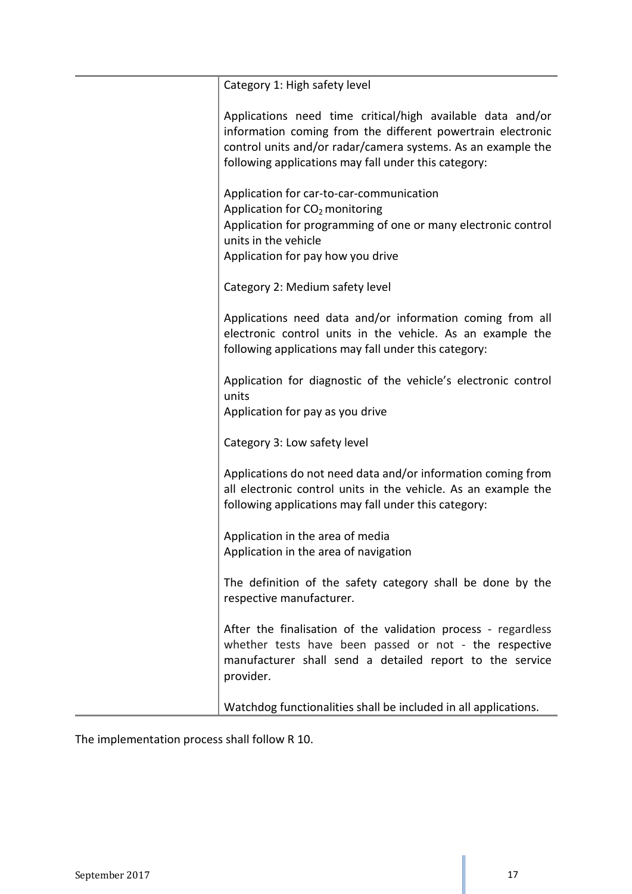| | |
|---|---|
| | Category 1: High safety level<br><br>Applications need time critical/high available data and/or information coming from the different powertrain electronic control units and/or radar/camera systems. As an example the following applications may fall under this category:<br><br>Application for car-to-car-communication<br>Application for $CO_2$ monitoring<br>Application for programming of one or many electronic control units in the vehicle<br>Application for pay how you drive<br><br>Category 2: Medium safety level<br><br>Applications need data and/or information coming from all electronic control units in the vehicle. As an example the following applications may fall under this category:<br><br>Application for diagnostic of the vehicle's electronic control units<br>Application for pay as you drive<br><br>Category 3: Low safety level<br><br>Applications do not need data and/or information coming from all electronic control units in the vehicle. As an example the following applications may fall under this category:<br><br>Application in the area of media<br>Application in the area of navigation<br><br>The definition of the safety category shall be done by the respective manufacturer.<br><br>After the finalisation of the validation process - regardless whether tests have been passed or not - the respective manufacturer shall send a detailed report to the service provider.<br><br>Watchdog functionalities shall be included in all applications. |

The implementation process shall follow R 10.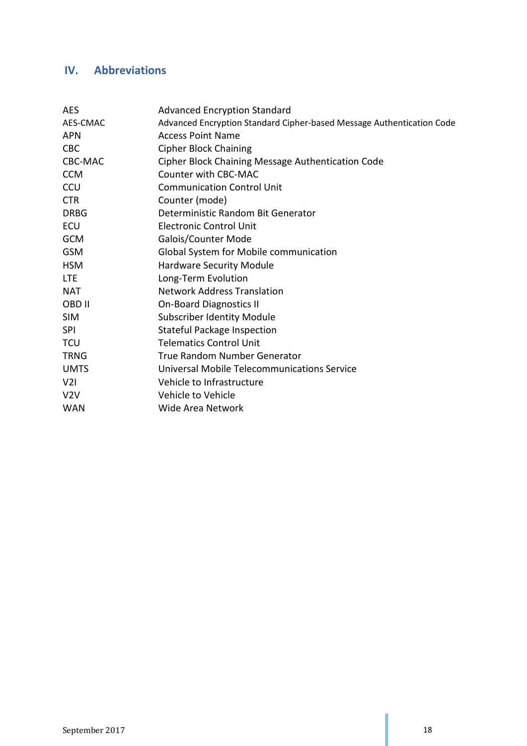## IV. Abbreviations

| | |
|---|---|
| AES | Advanced Encryption Standard |
| AES-CMAC | Advanced Encryption Standard Cipher-based Message Authentication Code |
| APN | Access Point Name |
| CBC | Cipher Block Chaining |
| CBC-MAC | Cipher Block Chaining Message Authentication Code |
| CCM | Counter with CBC-MAC |
| CCU | Communication Control Unit |
| CTR | Counter (mode) |
| DRBG | Deterministic Random Bit Generator |
| ECU | Electronic Control Unit |
| GCM | Galois/Counter Mode |
| GSM | Global System for Mobile communication |
| HSM | Hardware Security Module |
| LTE | Long-Term Evolution |
| NAT | Network Address Translation |
| OBD II | On-Board Diagnostics II |
| SIM | Subscriber Identity Module |
| SPI | Stateful Package Inspection |
| TCU | Telematics Control Unit |
| TRNG | True Random Number Generator |
| UMTS | Universal Mobile Telecommunications Service |
| V2I | Vehicle to Infrastructure |
| V2V | Vehicle to Vehicle |
| WAN | Wide Area Network |

September 2017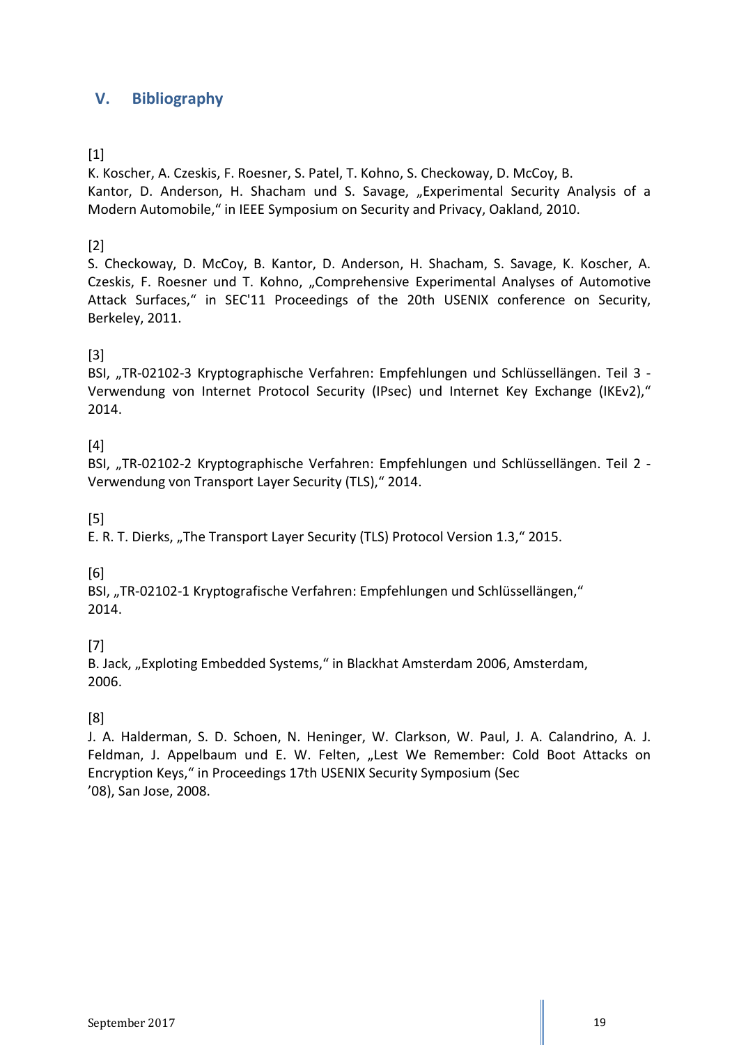## V. Bibliography

[1]
K. Koscher, A. Czeskis, F. Roesner, S. Patel, T. Kohno, S. Checkoway, D. McCoy, B. Kantor, D. Anderson, H. Shacham und S. Savage, „Experimental Security Analysis of a Modern Automobile,“ in IEEE Symposium on Security and Privacy, Oakland, 2010.

[2]
S. Checkoway, D. McCoy, B. Kantor, D. Anderson, H. Shacham, S. Savage, K. Koscher, A. Czeskis, F. Roesner und T. Kohno, „Comprehensive Experimental Analyses of Automotive Attack Surfaces,“ in SEC'11 Proceedings of the 20th USENIX conference on Security, Berkeley, 2011.

[3]
BSI, „TR-02102-3 Kryptographische Verfahren: Empfehlungen und Schlüssellängen. Teil 3 - Verwendung von Internet Protocol Security (IPsec) und Internet Key Exchange (IKEv2),“ 2014.

[4]
BSI, „TR-02102-2 Kryptographische Verfahren: Empfehlungen und Schlüssellängen. Teil 2 - Verwendung von Transport Layer Security (TLS),“ 2014.

[5]
E. R. T. Dierks, „The Transport Layer Security (TLS) Protocol Version 1.3,“ 2015.

[6]
BSI, „TR-02102-1 Kryptografische Verfahren: Empfehlungen und Schlüssellängen,“ 2014.

[7]
B. Jack, „Exploting Embedded Systems,“ in Blackhat Amsterdam 2006, Amsterdam, 2006.

[8]
J. A. Halderman, S. D. Schoen, N. Heninger, W. Clarkson, W. Paul, J. A. Calandrino, A. J. Feldman, J. Appelbaum und E. W. Felten, „Lest We Remember: Cold Boot Attacks on Encryption Keys,“ in Proceedings 17th USENIX Security Symposium (Sec ’08), San Jose, 2008.